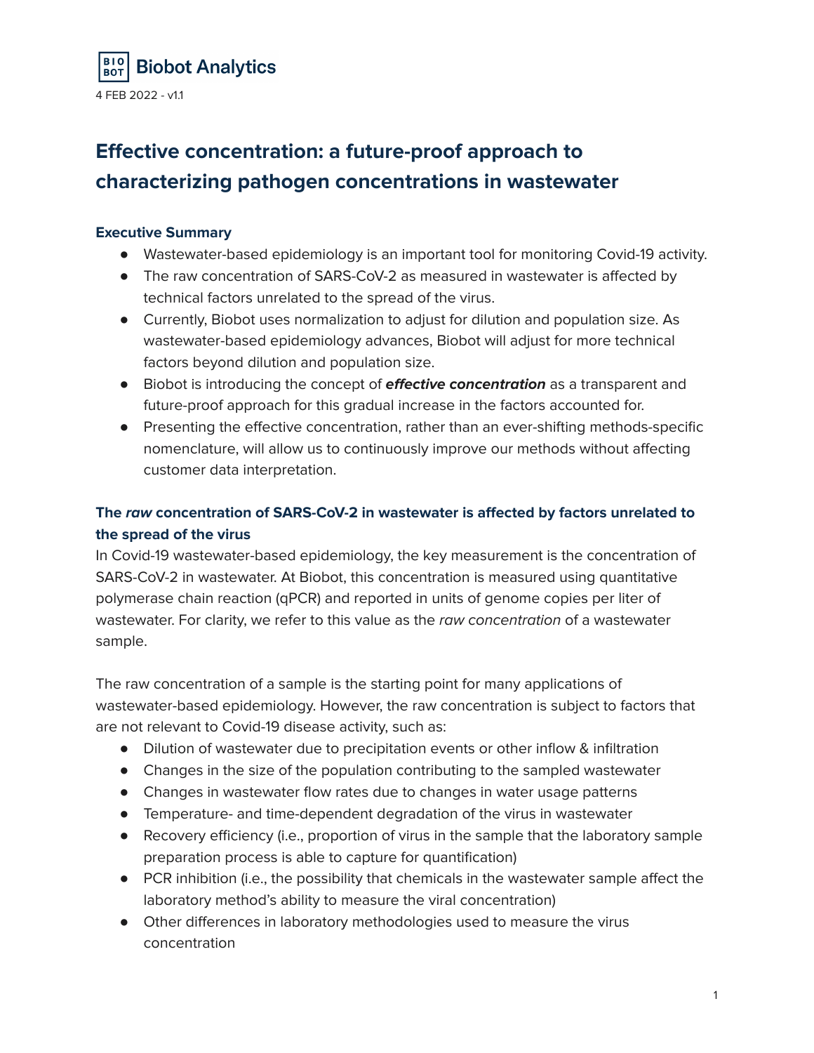Biobot Analytics

4 FEB 2022 - v1.1

# Effective concentration: a future-proof approach to characterizing pathogen concentrations in wastewater

### Executive Summary

- Wastewater-based epidemiology is an important tool for monitoring Covid-19 activity.
- The raw concentration of SARS-CoV-2 as measured in wastewater is affected by technical factors unrelated to the spread of the virus.
- Currently, Biobot uses normalization to adjust for dilution and population size. As wastewater-based epidemiology advances, Biobot will adjust for more technical factors beyond dilution and population size.
- Biobot is introducing the concept of ***effective concentration*** as a transparent and future-proof approach for this gradual increase in the factors accounted for.
- Presenting the effective concentration, rather than an ever-shifting methods-specific nomenclature, will allow us to continuously improve our methods without affecting customer data interpretation.

### The *raw* concentration of SARS-CoV-2 in wastewater is affected by factors unrelated to the spread of the virus

In Covid-19 wastewater-based epidemiology, the key measurement is the concentration of SARS-CoV-2 in wastewater. At Biobot, this concentration is measured using quantitative polymerase chain reaction (qPCR) and reported in units of genome copies per liter of wastewater. For clarity, we refer to this value as the *raw concentration* of a wastewater sample.

The raw concentration of a sample is the starting point for many applications of wastewater-based epidemiology. However, the raw concentration is subject to factors that are not relevant to Covid-19 disease activity, such as:

- Dilution of wastewater due to precipitation events or other inflow & infiltration
- Changes in the size of the population contributing to the sampled wastewater
- Changes in wastewater flow rates due to changes in water usage patterns
- Temperature- and time-dependent degradation of the virus in wastewater
- Recovery efficiency (i.e., proportion of virus in the sample that the laboratory sample preparation process is able to capture for quantification)
- PCR inhibition (i.e., the possibility that chemicals in the wastewater sample affect the laboratory method's ability to measure the viral concentration)
- Other differences in laboratory methodologies used to measure the virus concentration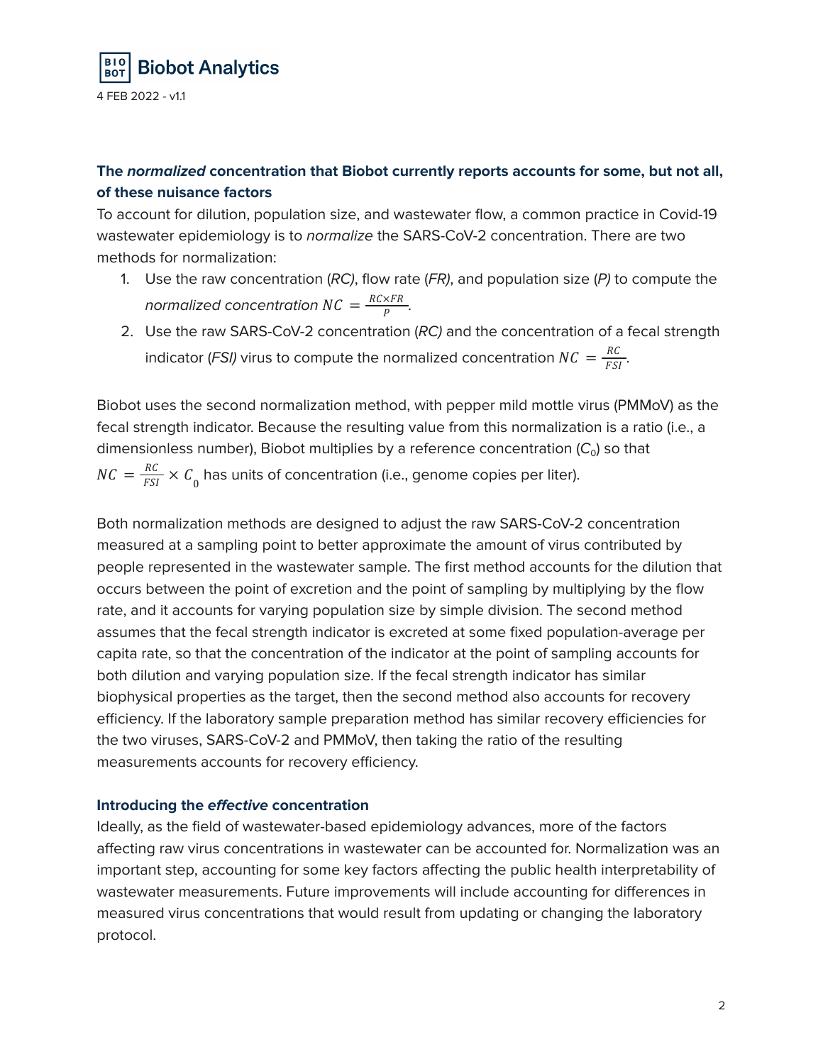### The *normalized* concentration that Biobot currently reports accounts for some, but not all, of these nuisance factors

To account for dilution, population size, and wastewater flow, a common practice in Covid-19 wastewater epidemiology is to *normalize* the SARS-CoV-2 concentration. There are two methods for normalization:

1. Use the raw concentration (*RC*), flow rate (*FR*), and population size (*P*) to compute the *normalized concentration* $NC = \frac{RC \times FR}{P}$.
2. Use the raw SARS-CoV-2 concentration (*RC*) and the concentration of a fecal strength indicator (*FSI*) virus to compute the normalized concentration $NC = \frac{RC}{FSI}$.

Biobot uses the second normalization method, with pepper mild mottle virus (PMMoV) as the fecal strength indicator. Because the resulting value from this normalization is a ratio (i.e., a dimensionless number), Biobot multiplies by a reference concentration ($C_0$) so that $NC = \frac{RC}{FSI} \times C_0$ has units of concentration (i.e., genome copies per liter).

Both normalization methods are designed to adjust the raw SARS-CoV-2 concentration measured at a sampling point to better approximate the amount of virus contributed by people represented in the wastewater sample. The first method accounts for the dilution that occurs between the point of excretion and the point of sampling by multiplying by the flow rate, and it accounts for varying population size by simple division. The second method assumes that the fecal strength indicator is excreted at some fixed population-average per capita rate, so that the concentration of the indicator at the point of sampling accounts for both dilution and varying population size. If the fecal strength indicator has similar biophysical properties as the target, then the second method also accounts for recovery efficiency. If the laboratory sample preparation method has similar recovery efficiencies for the two viruses, SARS-CoV-2 and PMMoV, then taking the ratio of the resulting measurements accounts for recovery efficiency.

### Introducing the *effective* concentration

Ideally, as the field of wastewater-based epidemiology advances, more of the factors affecting raw virus concentrations in wastewater can be accounted for. Normalization was an important step, accounting for some key factors affecting the public health interpretability of wastewater measurements. Future improvements will include accounting for differences in measured virus concentrations that would result from updating or changing the laboratory protocol.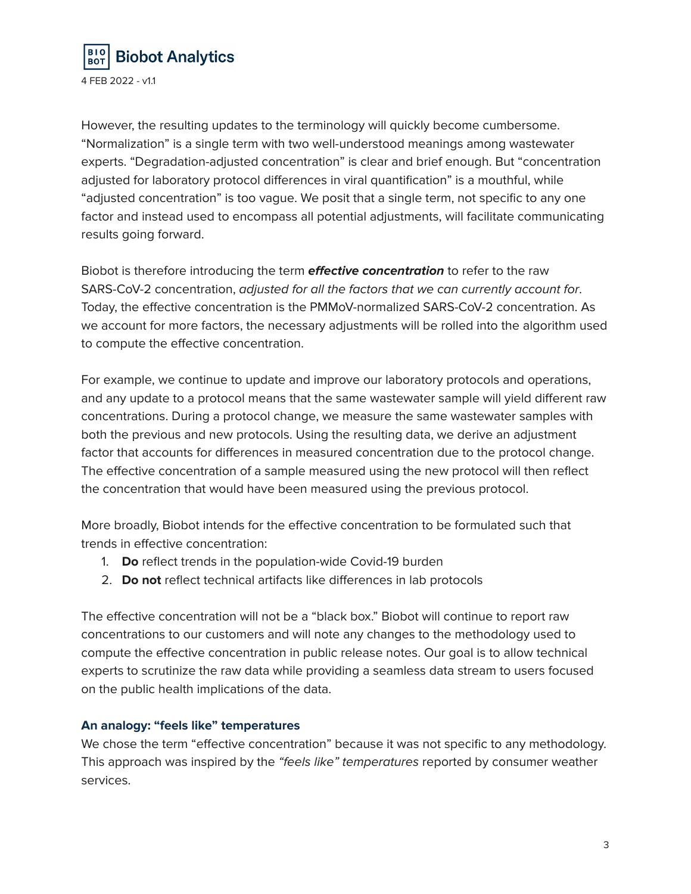However, the resulting updates to the terminology will quickly become cumbersome. "Normalization" is a single term with two well-understood meanings among wastewater experts. "Degradation-adjusted concentration" is clear and brief enough. But "concentration adjusted for laboratory protocol differences in viral quantification" is a mouthful, while "adjusted concentration" is too vague. We posit that a single term, not specific to any one factor and instead used to encompass all potential adjustments, will facilitate communicating results going forward.

Biobot is therefore introducing the term ***effective concentration*** to refer to the raw SARS-CoV-2 concentration, *adjusted for all the factors that we can currently account for*. Today, the effective concentration is the PMMoV-normalized SARS-CoV-2 concentration. As we account for more factors, the necessary adjustments will be rolled into the algorithm used to compute the effective concentration.

For example, we continue to update and improve our laboratory protocols and operations, and any update to a protocol means that the same wastewater sample will yield different raw concentrations. During a protocol change, we measure the same wastewater samples with both the previous and new protocols. Using the resulting data, we derive an adjustment factor that accounts for differences in measured concentration due to the protocol change. The effective concentration of a sample measured using the new protocol will then reflect the concentration that would have been measured using the previous protocol.

More broadly, Biobot intends for the effective concentration to be formulated such that trends in effective concentration:

1. **Do** reflect trends in the population-wide Covid-19 burden
2. **Do not** reflect technical artifacts like differences in lab protocols

The effective concentration will not be a "black box." Biobot will continue to report raw concentrations to our customers and will note any changes to the methodology used to compute the effective concentration in public release notes. Our goal is to allow technical experts to scrutinize the raw data while providing a seamless data stream to users focused on the public health implications of the data.

### An analogy: "feels like" temperatures

We chose the term "effective concentration" because it was not specific to any methodology. This approach was inspired by the *"feels like" temperatures* reported by consumer weather services.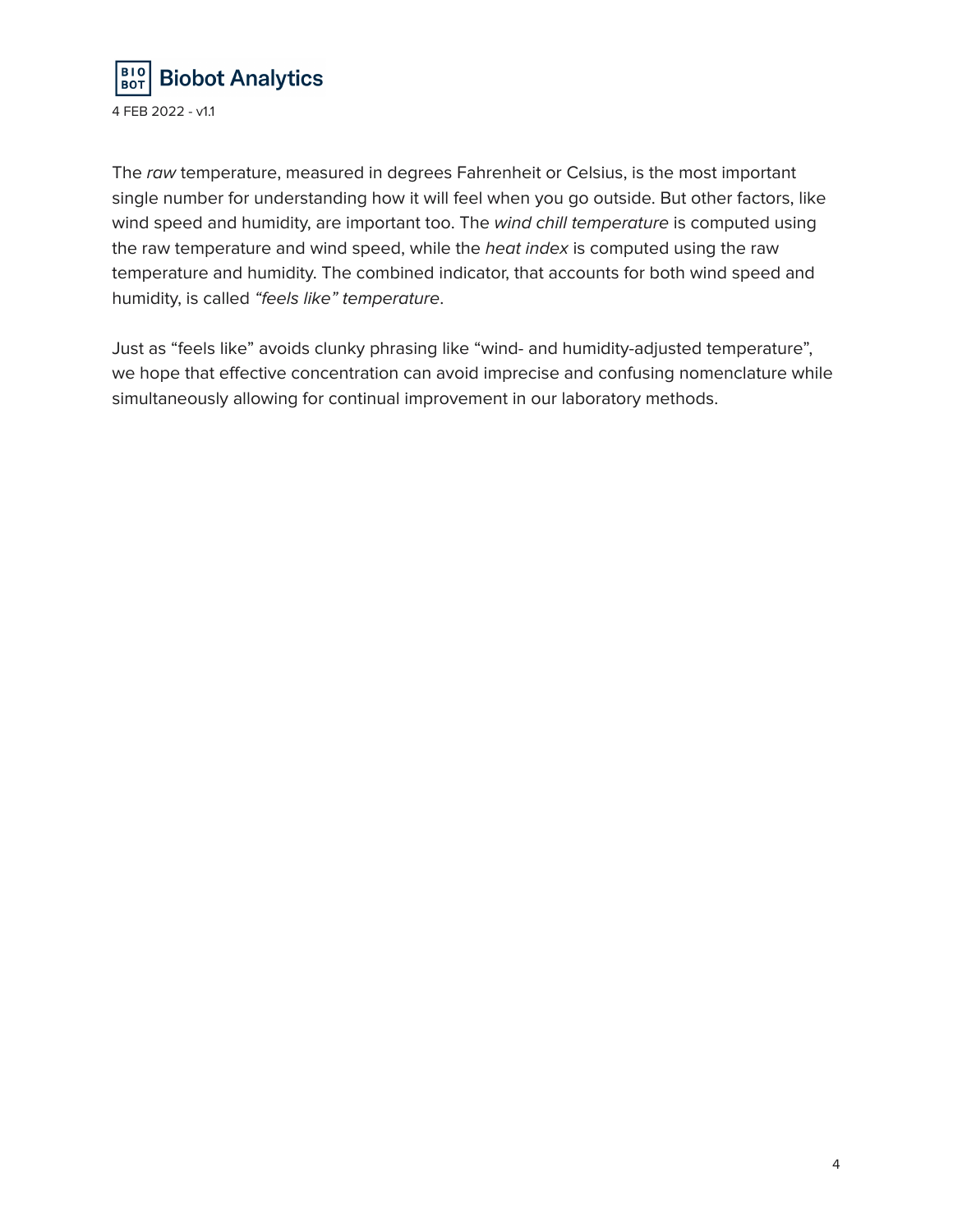The *raw* temperature, measured in degrees Fahrenheit or Celsius, is the most important single number for understanding how it will feel when you go outside. But other factors, like wind speed and humidity, are important too. The *wind chill temperature* is computed using the raw temperature and wind speed, while the *heat index* is computed using the raw temperature and humidity. The combined indicator, that accounts for both wind speed and humidity, is called *"feels like" temperature*.

Just as "feels like" avoids clunky phrasing like "wind- and humidity-adjusted temperature", we hope that effective concentration can avoid imprecise and confusing nomenclature while simultaneously allowing for continual improvement in our laboratory methods.